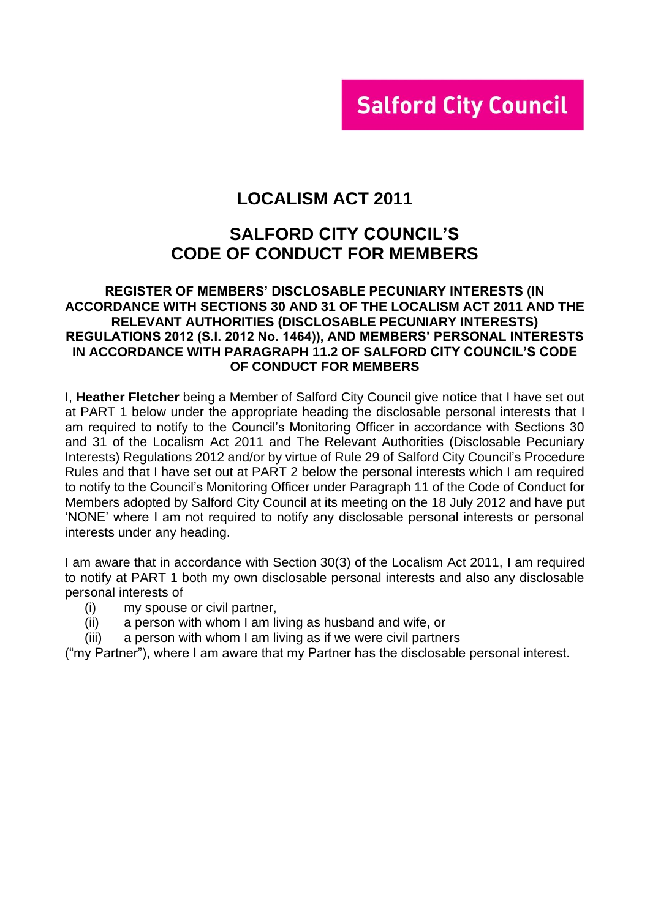**Salford City Council**

# LOCALISM ACT 2011

## SALFORD CITY COUNCIL'S CODE OF CONDUCT FOR MEMBERS

### REGISTER OF MEMBERS' DISCLOSABLE PECUNIARY INTERESTS (IN ACCORDANCE WITH SECTIONS 30 AND 31 OF THE LOCALISM ACT 2011 AND THE RELEVANT AUTHORITIES (DISCLOSABLE PECUNIARY INTERESTS) REGULATIONS 2012 (S.I. 2012 No. 1464)), AND MEMBERS' PERSONAL INTERESTS IN ACCORDANCE WITH PARAGRAPH 11.2 OF SALFORD CITY COUNCIL'S CODE OF CONDUCT FOR MEMBERS

I, **Heather Fletcher** being a Member of Salford City Council give notice that I have set out at PART 1 below under the appropriate heading the disclosable personal interests that I am required to notify to the Council's Monitoring Officer in accordance with Sections 30 and 31 of the Localism Act 2011 and The Relevant Authorities (Disclosable Pecuniary Interests) Regulations 2012 and/or by virtue of Rule 29 of Salford City Council's Procedure Rules and that I have set out at PART 2 below the personal interests which I am required to notify to the Council's Monitoring Officer under Paragraph 11 of the Code of Conduct for Members adopted by Salford City Council at its meeting on the 18 July 2012 and have put 'NONE' where I am not required to notify any disclosable personal interests or personal interests under any heading.

I am aware that in accordance with Section 30(3) of the Localism Act 2011, I am required to notify at PART 1 both my own disclosable personal interests and also any disclosable personal interests of

- (i) my spouse or civil partner,
- (ii) a person with whom I am living as husband and wife, or
- (iii) a person with whom I am living as if we were civil partners

("my Partner"), where I am aware that my Partner has the disclosable personal interest.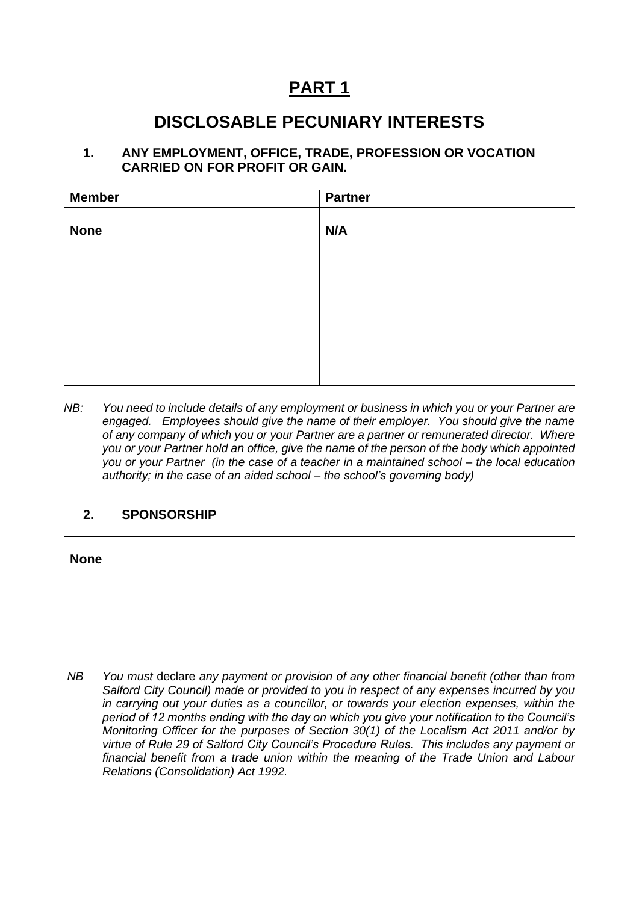# PART 1

## DISCLOSABLE PECUNIARY INTERESTS

### 1. ANY EMPLOYMENT, OFFICE, TRADE, PROFESSION OR VOCATION CARRIED ON FOR PROFIT OR GAIN.

| Member | Partner |
|---|---|
| **None** | **N/A** |

*NB: You need to include details of any employment or business in which you or your Partner are engaged. Employees should give the name of their employer. You should give the name of any company of which you or your Partner are a partner or remunerated director. Where you or your Partner hold an office, give the name of the person of the body which appointed you or your Partner (in the case of a teacher in a maintained school – the local education authority; in the case of an aided school – the school's governing body)*

### 2. SPONSORSHIP

| **None** |
|---|

*NB You must* declare *any payment or provision of any other financial benefit (other than from Salford City Council) made or provided to you in respect of any expenses incurred by you in carrying out your duties as a councillor, or towards your election expenses, within the period of 12 months ending with the day on which you give your notification to the Council's Monitoring Officer for the purposes of Section 30(1) of the Localism Act 2011 and/or by virtue of Rule 29 of Salford City Council's Procedure Rules. This includes any payment or financial benefit from a trade union within the meaning of the Trade Union and Labour Relations (Consolidation) Act 1992.*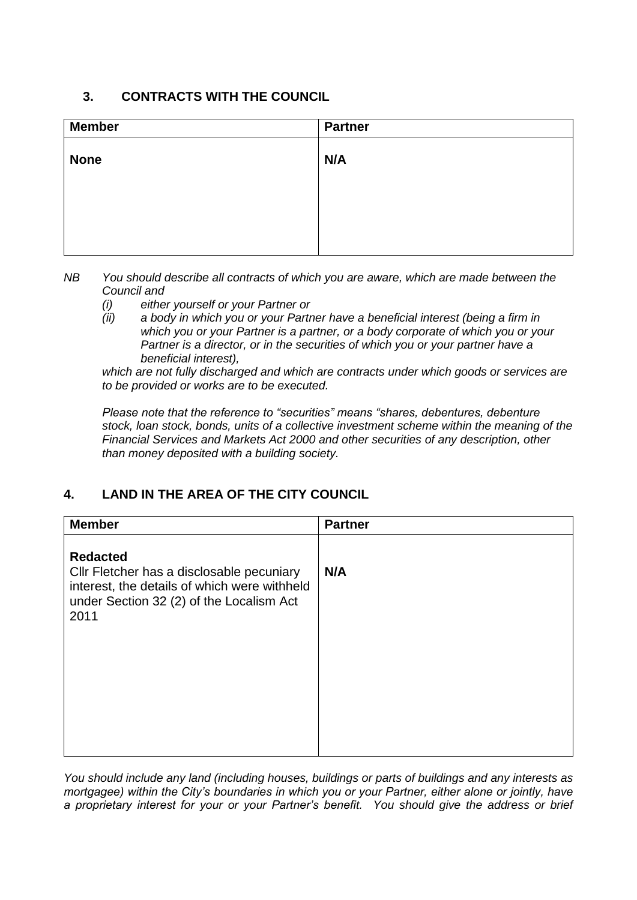## 3. CONTRACTS WITH THE COUNCIL

| Member | Partner |
|---|---|
| **None** | **N/A** |

*NB You should describe all contracts of which you are aware, which are made between the Council and*

*(i) either yourself or your Partner or*

*(ii) a body in which you or your Partner have a beneficial interest (being a firm in which you or your Partner is a partner, or a body corporate of which you or your Partner is a director, or in the securities of which you or your partner have a beneficial interest),*

*which are not fully discharged and which are contracts under which goods or services are to be provided or works are to be executed.*

*Please note that the reference to "securities" means "shares, debentures, debenture stock, loan stock, bonds, units of a collective investment scheme within the meaning of the Financial Services and Markets Act 2000 and other securities of any description, other than money deposited with a building society.*

## 4. LAND IN THE AREA OF THE CITY COUNCIL

| Member | Partner |
|---|---|
| **Redacted** Cllr Fletcher has a disclosable pecuniary interest, the details of which were withheld under Section 32 (2) of the Localism Act 2011 | **N/A** |

*You should include any land (including houses, buildings or parts of buildings and any interests as mortgagee) within the City's boundaries in which you or your Partner, either alone or jointly, have a proprietary interest for your or your Partner's benefit. You should give the address or brief*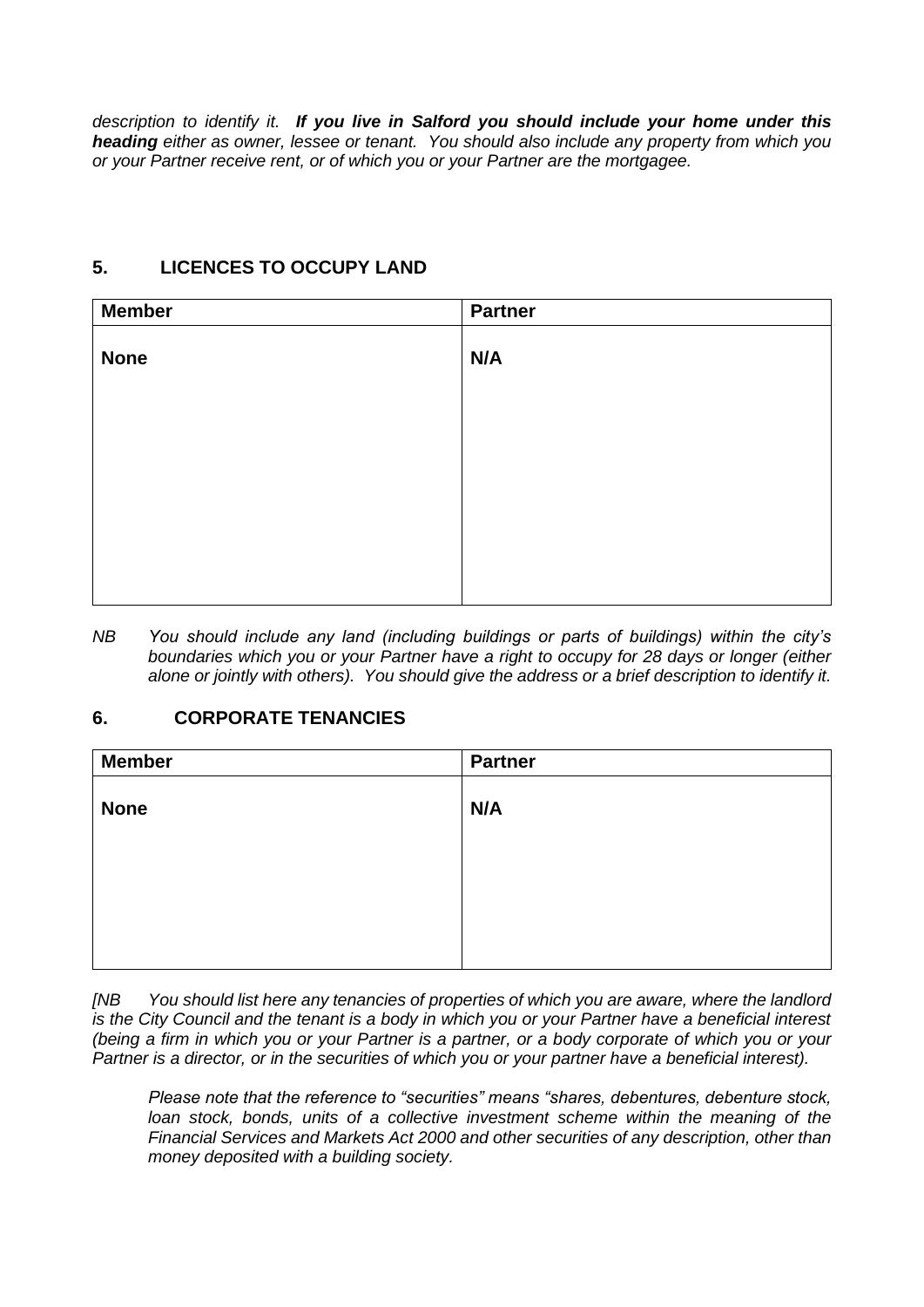*description to identify it.* ***If you live in Salford you should include your home under this heading*** *either as owner, lessee or tenant. You should also include any property from which you or your Partner receive rent, or of which you or your Partner are the mortgagee.*

## 5. LICENCES TO OCCUPY LAND

| Member | Partner |
|---|---|
| **None** | **N/A** |

*NB You should include any land (including buildings or parts of buildings) within the city's boundaries which you or your Partner have a right to occupy for 28 days or longer (either alone or jointly with others). You should give the address or a brief description to identify it.*

## 6. CORPORATE TENANCIES

| Member | Partner |
|---|---|
| **None** | **N/A** |

*[NB You should list here any tenancies of properties of which you are aware, where the landlord is the City Council and the tenant is a body in which you or your Partner have a beneficial interest (being a firm in which you or your Partner is a partner, or a body corporate of which you or your Partner is a director, or in the securities of which you or your partner have a beneficial interest).*

*Please note that the reference to "securities" means "shares, debentures, debenture stock, loan stock, bonds, units of a collective investment scheme within the meaning of the Financial Services and Markets Act 2000 and other securities of any description, other than money deposited with a building society.*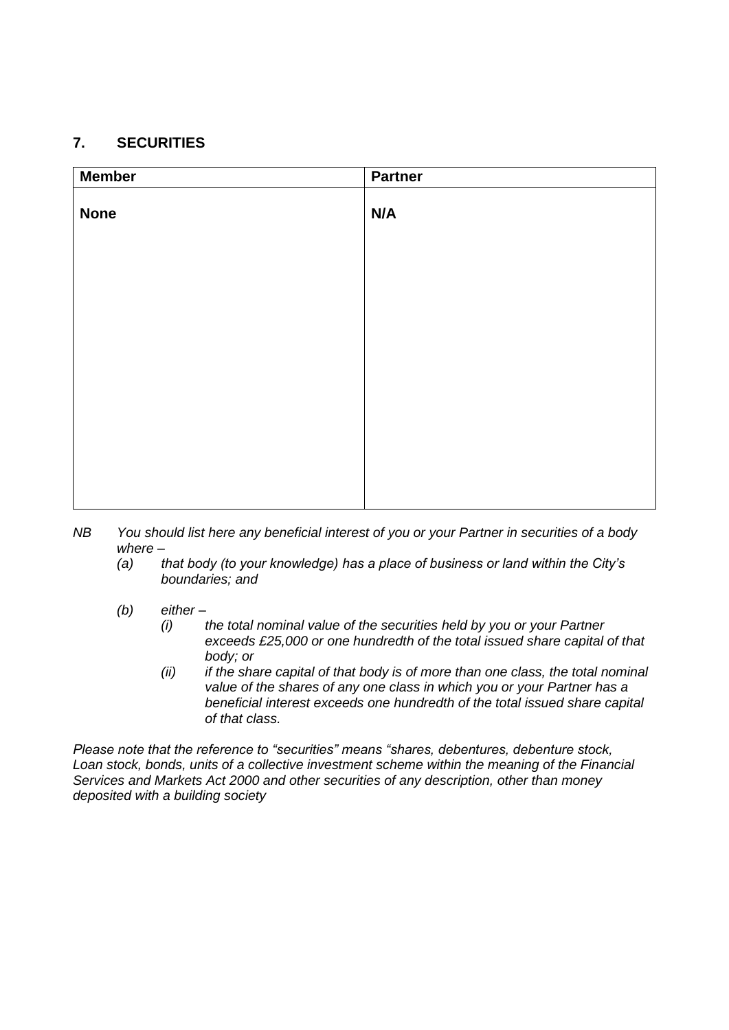## 7. SECURITIES

| Member | Partner |
|---|---|
| **None** | **N/A** |

*NB You should list here any beneficial interest of you or your Partner in securities of a body where –*

*(a) that body (to your knowledge) has a place of business or land within the City's boundaries; and*

*(b) either –*

*(i) the total nominal value of the securities held by you or your Partner exceeds £25,000 or one hundredth of the total issued share capital of that body; or*

*(ii) if the share capital of that body is of more than one class, the total nominal value of the shares of any one class in which you or your Partner has a beneficial interest exceeds one hundredth of the total issued share capital of that class.*

*Please note that the reference to "securities" means "shares, debentures, debenture stock, Loan stock, bonds, units of a collective investment scheme within the meaning of the Financial Services and Markets Act 2000 and other securities of any description, other than money deposited with a building society*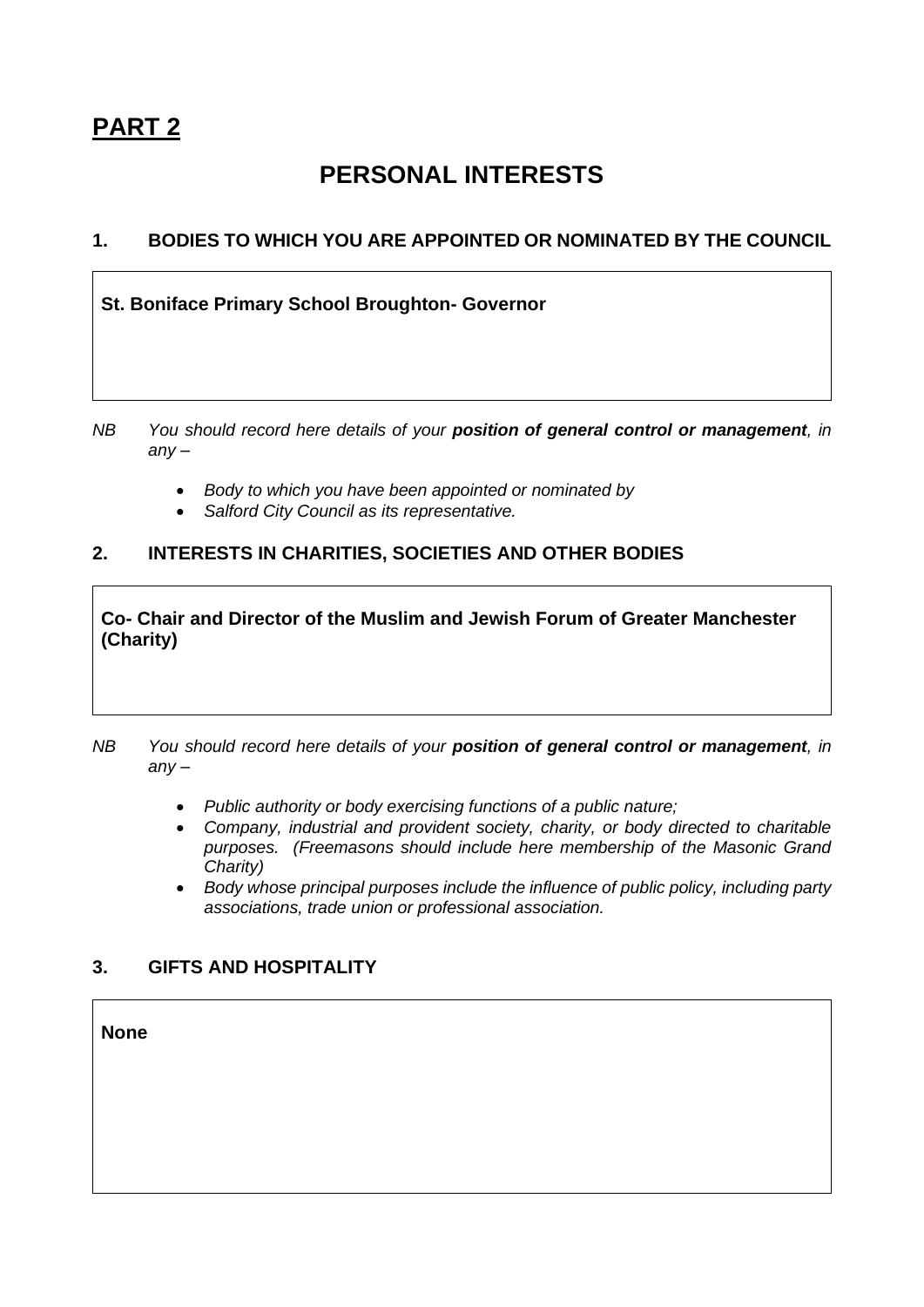# PART 2

## PERSONAL INTERESTS

### 1. BODIES TO WHICH YOU ARE APPOINTED OR NOMINATED BY THE COUNCIL

**St. Boniface Primary School Broughton- Governor**

*NB You should record here details of your **position of general control or management**, in any –*

- *Body to which you have been appointed or nominated by*
- *Salford City Council as its representative.*

### 2. INTERESTS IN CHARITIES, SOCIETIES AND OTHER BODIES

**Co- Chair and Director of the Muslim and Jewish Forum of Greater Manchester (Charity)**

*NB You should record here details of your **position of general control or management**, in any –*

- *Public authority or body exercising functions of a public nature;*
- *Company, industrial and provident society, charity, or body directed to charitable purposes. (Freemasons should include here membership of the Masonic Grand Charity)*
- *Body whose principal purposes include the influence of public policy, including party associations, trade union or professional association.*

### 3. GIFTS AND HOSPITALITY

**None**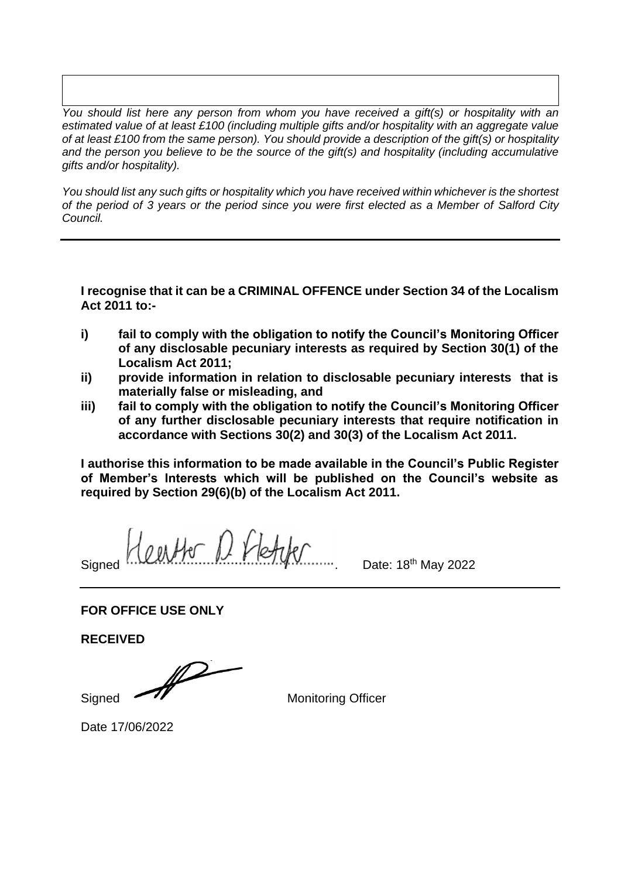*You should list here any person from whom you have received a gift(s) or hospitality with an estimated value of at least £100 (including multiple gifts and/or hospitality with an aggregate value of at least £100 from the same person). You should provide a description of the gift(s) or hospitality and the person you believe to be the source of the gift(s) and hospitality (including accumulative gifts and/or hospitality).*

*You should list any such gifts or hospitality which you have received within whichever is the shortest of the period of 3 years or the period since you were first elected as a Member of Salford City Council.*

---

**I recognise that it can be a CRIMINAL OFFENCE under Section 34 of the Localism Act 2011 to:-**

- **i) fail to comply with the obligation to notify the Council's Monitoring Officer of any disclosable pecuniary interests as required by Section 30(1) of the Localism Act 2011;**
- **ii) provide information in relation to disclosable pecuniary interests that is materially false or misleading, and**
- **iii) fail to comply with the obligation to notify the Council's Monitoring Officer of any further disclosable pecuniary interests that require notification in accordance with Sections 30(2) and 30(3) of the Localism Act 2011.**

**I authorise this information to be made available in the Council's Public Register of Member's Interests which will be published on the Council's website as required by Section 29(6)(b) of the Localism Act 2011.**

Signed Heather D Fletcher. Date: 18th May 2022

---

**FOR OFFICE USE ONLY**

**RECEIVED**

Signed Monitoring Officer

Date 17/06/2022